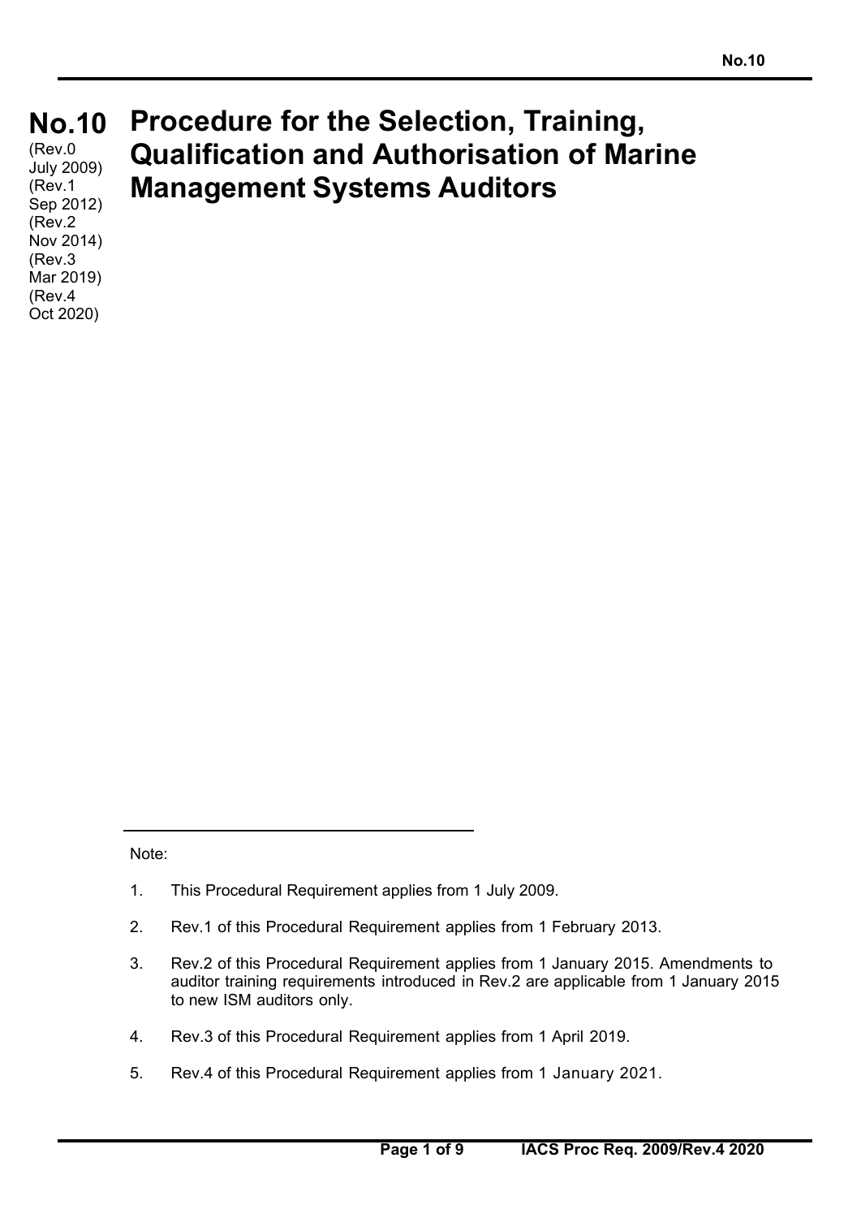# No.10 Procedure for the Selection, Training, Qualification and Authorisation of Marine Management Systems Auditors

(Rev.0 July 2009)
(Rev.1 Sep 2012)
(Rev.2 Nov 2014)
(Rev.3 Mar 2019)
(Rev.4 Oct 2020)

Note:

1. This Procedural Requirement applies from 1 July 2009.

2. Rev.1 of this Procedural Requirement applies from 1 February 2013.

3. Rev.2 of this Procedural Requirement applies from 1 January 2015. Amendments to auditor training requirements introduced in Rev.2 are applicable from 1 January 2015 to new ISM auditors only.

4. Rev.3 of this Procedural Requirement applies from 1 April 2019.

5. Rev.4 of this Procedural Requirement applies from 1 January 2021.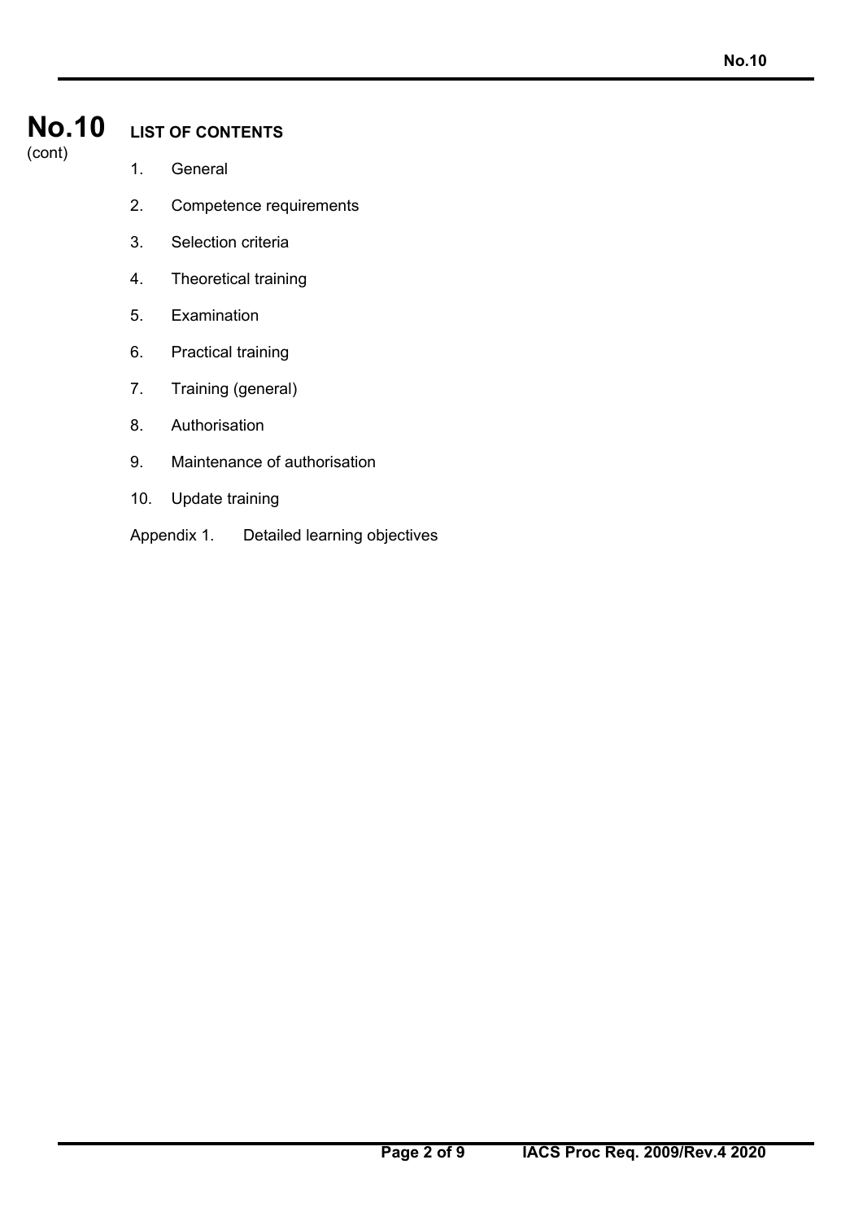**No.10** (cont)

## LIST OF CONTENTS

1. General
2. Competence requirements
3. Selection criteria
4. Theoretical training
5. Examination
6. Practical training
7. Training (general)
8. Authorisation
9. Maintenance of authorisation
10. Update training

Appendix 1. Detailed learning objectives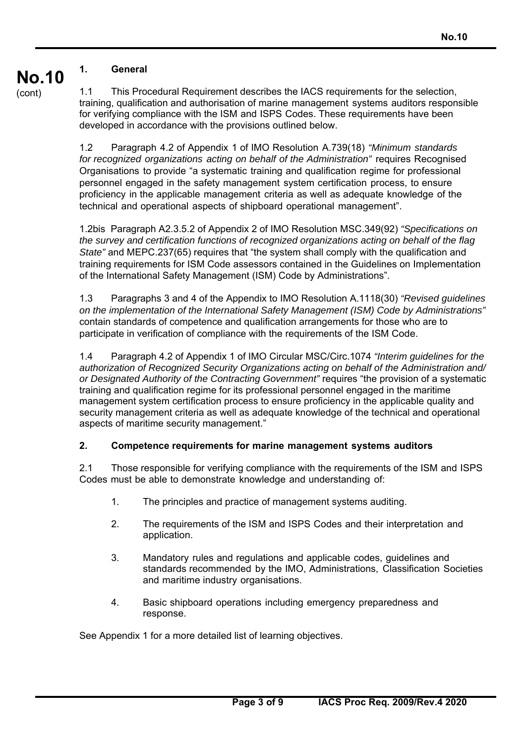## 1. General

1.1 This Procedural Requirement describes the IACS requirements for the selection, training, qualification and authorisation of marine management systems auditors responsible for verifying compliance with the ISM and ISPS Codes. These requirements have been developed in accordance with the provisions outlined below.

1.2 Paragraph 4.2 of Appendix 1 of IMO Resolution A.739(18) *"Minimum standards for recognized organizations acting on behalf of the Administration"* requires Recognised Organisations to provide "a systematic training and qualification regime for professional personnel engaged in the safety management system certification process, to ensure proficiency in the applicable management criteria as well as adequate knowledge of the technical and operational aspects of shipboard operational management".

1.2bis Paragraph A2.3.5.2 of Appendix 2 of IMO Resolution MSC.349(92) *"Specifications on the survey and certification functions of recognized organizations acting on behalf of the flag State"* and MEPC.237(65) requires that "the system shall comply with the qualification and training requirements for ISM Code assessors contained in the Guidelines on Implementation of the International Safety Management (ISM) Code by Administrations".

1.3 Paragraphs 3 and 4 of the Appendix to IMO Resolution A.1118(30) *"Revised guidelines on the implementation of the International Safety Management (ISM) Code by Administrations"* contain standards of competence and qualification arrangements for those who are to participate in verification of compliance with the requirements of the ISM Code.

1.4 Paragraph 4.2 of Appendix 1 of IMO Circular MSC/Circ.1074 *"Interim guidelines for the authorization of Recognized Security Organizations acting on behalf of the Administration and/ or Designated Authority of the Contracting Government"* requires "the provision of a systematic training and qualification regime for its professional personnel engaged in the maritime management system certification process to ensure proficiency in the applicable quality and security management criteria as well as adequate knowledge of the technical and operational aspects of maritime security management."

## 2. Competence requirements for marine management systems auditors

2.1 Those responsible for verifying compliance with the requirements of the ISM and ISPS Codes must be able to demonstrate knowledge and understanding of:

1. The principles and practice of management systems auditing.
2. The requirements of the ISM and ISPS Codes and their interpretation and application.
3. Mandatory rules and regulations and applicable codes, guidelines and standards recommended by the IMO, Administrations, Classification Societies and maritime industry organisations.
4. Basic shipboard operations including emergency preparedness and response.

See Appendix 1 for a more detailed list of learning objectives.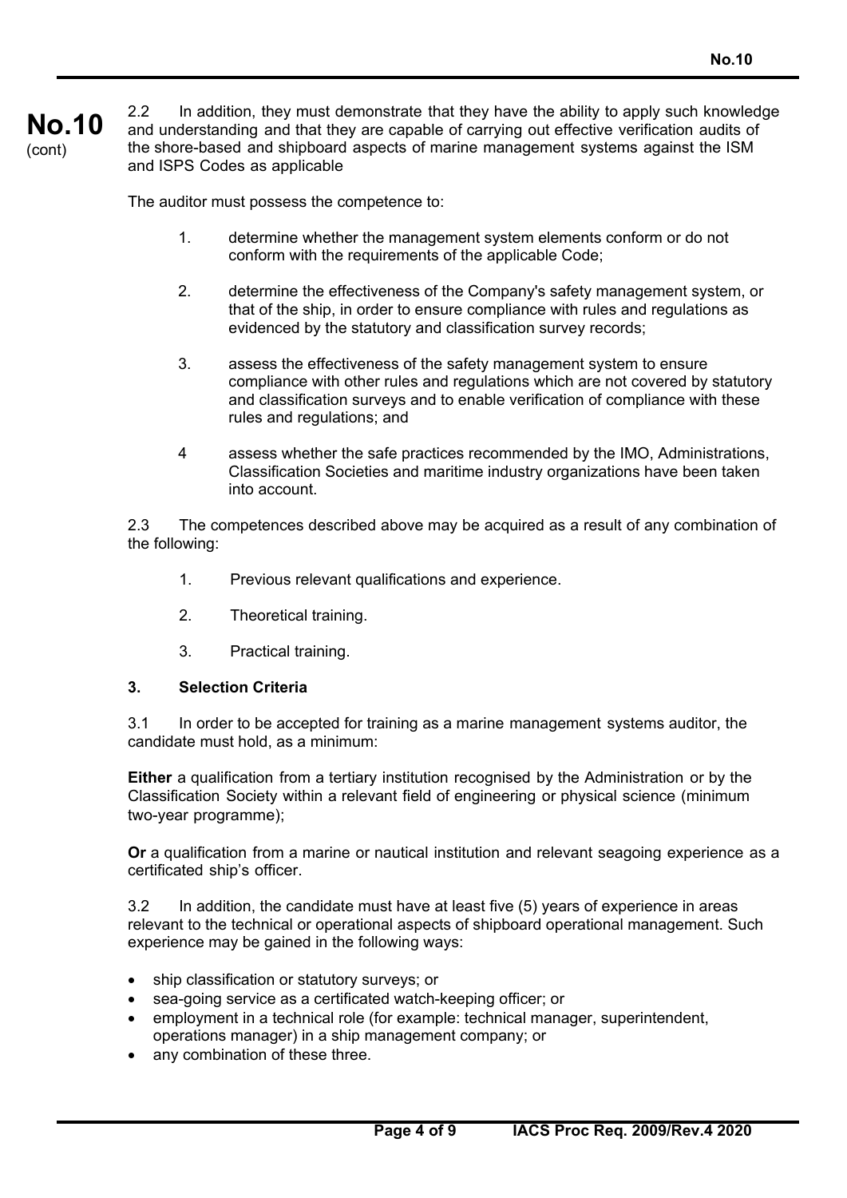2.2 In addition, they must demonstrate that they have the ability to apply such knowledge and understanding and that they are capable of carrying out effective verification audits of the shore-based and shipboard aspects of marine management systems against the ISM and ISPS Codes as applicable

The auditor must possess the competence to:

1. determine whether the management system elements conform or do not conform with the requirements of the applicable Code;

2. determine the effectiveness of the Company's safety management system, or that of the ship, in order to ensure compliance with rules and regulations as evidenced by the statutory and classification survey records;

3. assess the effectiveness of the safety management system to ensure compliance with other rules and regulations which are not covered by statutory and classification surveys and to enable verification of compliance with these rules and regulations; and

4. assess whether the safe practices recommended by the IMO, Administrations, Classification Societies and maritime industry organizations have been taken into account.

2.3 The competences described above may be acquired as a result of any combination of the following:

1. Previous relevant qualifications and experience.

2. Theoretical training.

3. Practical training.

### 3. Selection Criteria

3.1 In order to be accepted for training as a marine management systems auditor, the candidate must hold, as a minimum:

**Either** a qualification from a tertiary institution recognised by the Administration or by the Classification Society within a relevant field of engineering or physical science (minimum two-year programme);

**Or** a qualification from a marine or nautical institution and relevant seagoing experience as a certificated ship's officer.

3.2 In addition, the candidate must have at least five (5) years of experience in areas relevant to the technical or operational aspects of shipboard operational management. Such experience may be gained in the following ways:

- ship classification or statutory surveys; or
- sea-going service as a certificated watch-keeping officer; or
- employment in a technical role (for example: technical manager, superintendent, operations manager) in a ship management company; or
- any combination of these three.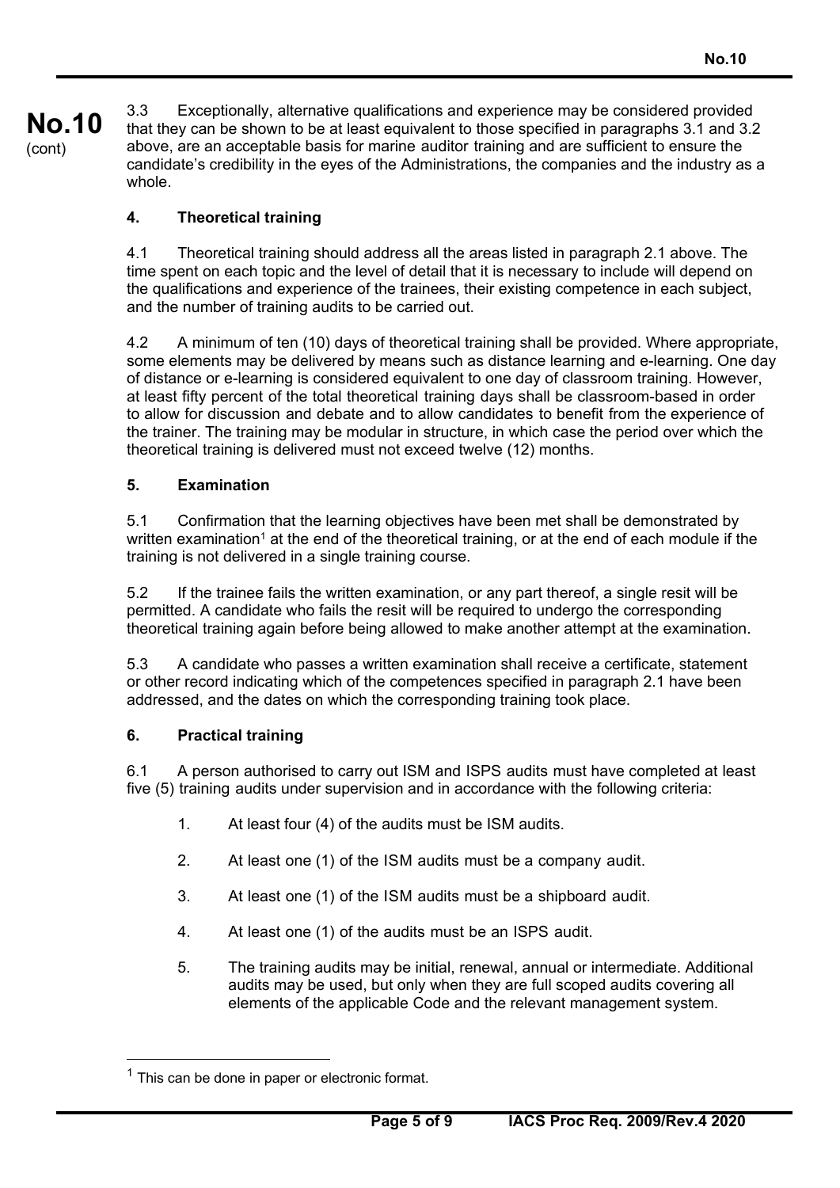3.3 Exceptionally, alternative qualifications and experience may be considered provided that they can be shown to be at least equivalent to those specified in paragraphs 3.1 and 3.2 above, are an acceptable basis for marine auditor training and are sufficient to ensure the candidate's credibility in the eyes of the Administrations, the companies and the industry as a whole.

## 4. Theoretical training

4.1 Theoretical training should address all the areas listed in paragraph 2.1 above. The time spent on each topic and the level of detail that it is necessary to include will depend on the qualifications and experience of the trainees, their existing competence in each subject, and the number of training audits to be carried out.

4.2 A minimum of ten (10) days of theoretical training shall be provided. Where appropriate, some elements may be delivered by means such as distance learning and e-learning. One day of distance or e-learning is considered equivalent to one day of classroom training. However, at least fifty percent of the total theoretical training days shall be classroom-based in order to allow for discussion and debate and to allow candidates to benefit from the experience of the trainer. The training may be modular in structure, in which case the period over which the theoretical training is delivered must not exceed twelve (12) months.

## 5. Examination

5.1 Confirmation that the learning objectives have been met shall be demonstrated by written examination[1] at the end of the theoretical training, or at the end of each module if the training is not delivered in a single training course.

5.2 If the trainee fails the written examination, or any part thereof, a single resit will be permitted. A candidate who fails the resit will be required to undergo the corresponding theoretical training again before being allowed to make another attempt at the examination.

5.3 A candidate who passes a written examination shall receive a certificate, statement or other record indicating which of the competences specified in paragraph 2.1 have been addressed, and the dates on which the corresponding training took place.

## 6. Practical training

6.1 A person authorised to carry out ISM and ISPS audits must have completed at least five (5) training audits under supervision and in accordance with the following criteria:

1. At least four (4) of the audits must be ISM audits.
2. At least one (1) of the ISM audits must be a company audit.
3. At least one (1) of the ISM audits must be a shipboard audit.
4. At least one (1) of the audits must be an ISPS audit.
5. The training audits may be initial, renewal, annual or intermediate. Additional audits may be used, but only when they are full scoped audits covering all elements of the applicable Code and the relevant management system.

---

[1] This can be done in paper or electronic format.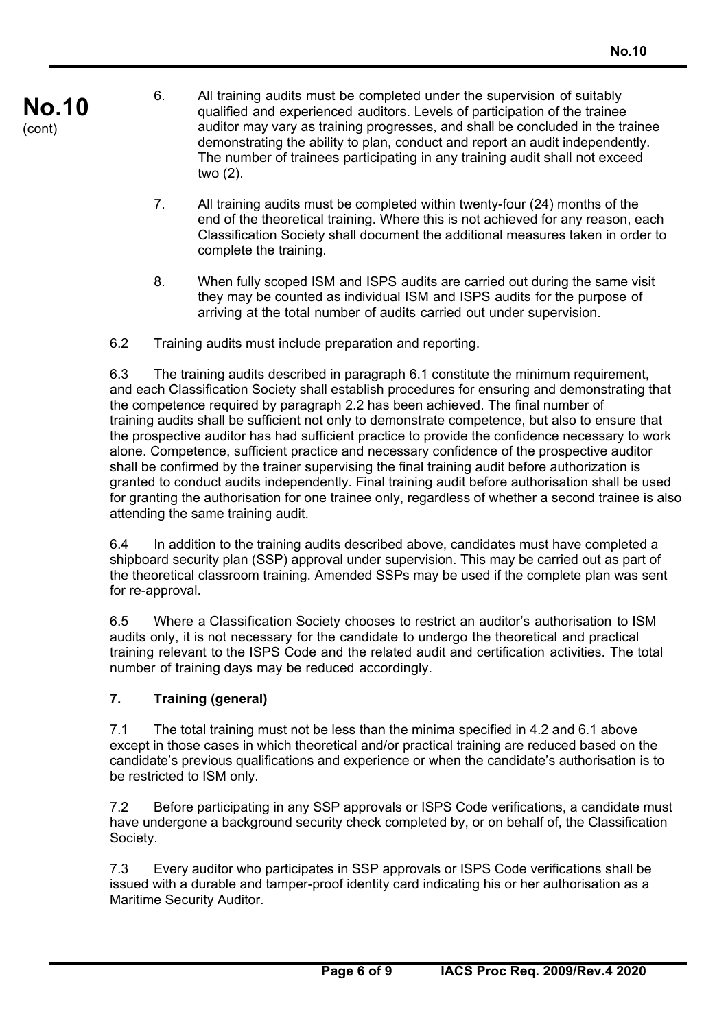6. All training audits must be completed under the supervision of suitably qualified and experienced auditors. Levels of participation of the trainee auditor may vary as training progresses, and shall be concluded in the trainee demonstrating the ability to plan, conduct and report an audit independently. The number of trainees participating in any training audit shall not exceed two (2).

7. All training audits must be completed within twenty-four (24) months of the end of the theoretical training. Where this is not achieved for any reason, each Classification Society shall document the additional measures taken in order to complete the training.

8. When fully scoped ISM and ISPS audits are carried out during the same visit they may be counted as individual ISM and ISPS audits for the purpose of arriving at the total number of audits carried out under supervision.

6.2 Training audits must include preparation and reporting.

6.3 The training audits described in paragraph 6.1 constitute the minimum requirement, and each Classification Society shall establish procedures for ensuring and demonstrating that the competence required by paragraph 2.2 has been achieved. The final number of training audits shall be sufficient not only to demonstrate competence, but also to ensure that the prospective auditor has had sufficient practice to provide the confidence necessary to work alone. Competence, sufficient practice and necessary confidence of the prospective auditor shall be confirmed by the trainer supervising the final training audit before authorization is granted to conduct audits independently. Final training audit before authorisation shall be used for granting the authorisation for one trainee only, regardless of whether a second trainee is also attending the same training audit.

6.4 In addition to the training audits described above, candidates must have completed a shipboard security plan (SSP) approval under supervision. This may be carried out as part of the theoretical classroom training. Amended SSPs may be used if the complete plan was sent for re-approval.

6.5 Where a Classification Society chooses to restrict an auditor's authorisation to ISM audits only, it is not necessary for the candidate to undergo the theoretical and practical training relevant to the ISPS Code and the related audit and certification activities. The total number of training days may be reduced accordingly.

## 7. Training (general)

7.1 The total training must not be less than the minima specified in 4.2 and 6.1 above except in those cases in which theoretical and/or practical training are reduced based on the candidate's previous qualifications and experience or when the candidate's authorisation is to be restricted to ISM only.

7.2 Before participating in any SSP approvals or ISPS Code verifications, a candidate must have undergone a background security check completed by, or on behalf of, the Classification Society.

7.3 Every auditor who participates in SSP approvals or ISPS Code verifications shall be issued with a durable and tamper-proof identity card indicating his or her authorisation as a Maritime Security Auditor.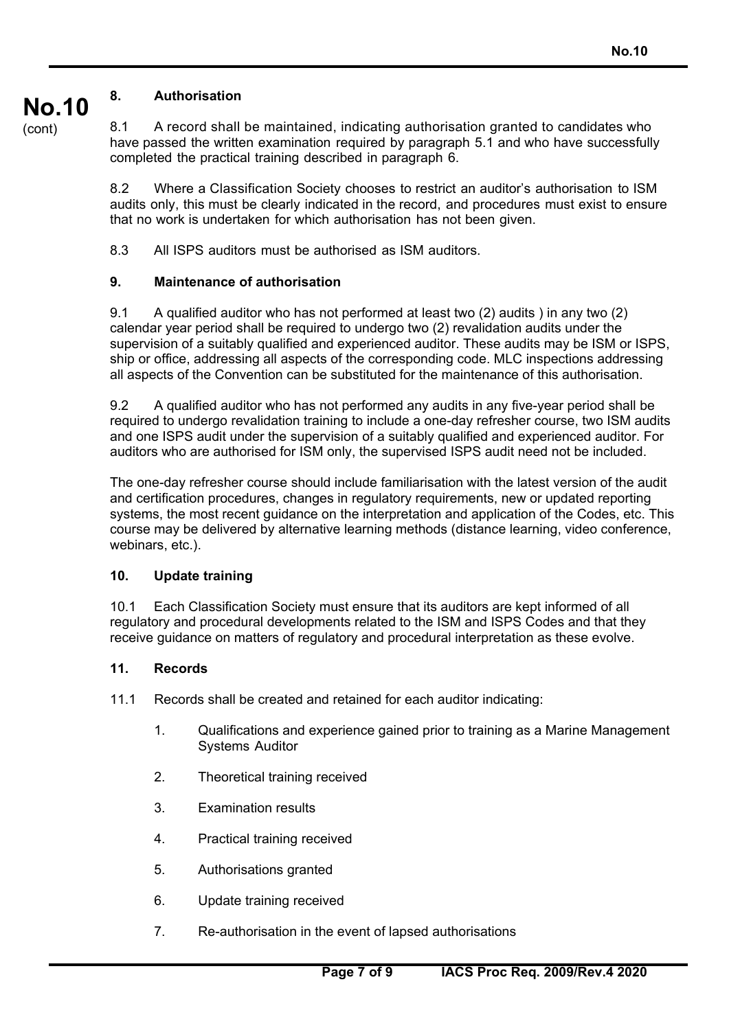## 8. Authorisation

8.1 A record shall be maintained, indicating authorisation granted to candidates who have passed the written examination required by paragraph 5.1 and who have successfully completed the practical training described in paragraph 6.

8.2 Where a Classification Society chooses to restrict an auditor's authorisation to ISM audits only, this must be clearly indicated in the record, and procedures must exist to ensure that no work is undertaken for which authorisation has not been given.

8.3 All ISPS auditors must be authorised as ISM auditors.

## 9. Maintenance of authorisation

9.1 A qualified auditor who has not performed at least two (2) audits ) in any two (2) calendar year period shall be required to undergo two (2) revalidation audits under the supervision of a suitably qualified and experienced auditor. These audits may be ISM or ISPS, ship or office, addressing all aspects of the corresponding code. MLC inspections addressing all aspects of the Convention can be substituted for the maintenance of this authorisation.

9.2 A qualified auditor who has not performed any audits in any five-year period shall be required to undergo revalidation training to include a one-day refresher course, two ISM audits and one ISPS audit under the supervision of a suitably qualified and experienced auditor. For auditors who are authorised for ISM only, the supervised ISPS audit need not be included.

The one-day refresher course should include familiarisation with the latest version of the audit and certification procedures, changes in regulatory requirements, new or updated reporting systems, the most recent guidance on the interpretation and application of the Codes, etc. This course may be delivered by alternative learning methods (distance learning, video conference, webinars, etc.).

## 10. Update training

10.1 Each Classification Society must ensure that its auditors are kept informed of all regulatory and procedural developments related to the ISM and ISPS Codes and that they receive guidance on matters of regulatory and procedural interpretation as these evolve.

## 11. Records

11.1 Records shall be created and retained for each auditor indicating:

1. Qualifications and experience gained prior to training as a Marine Management Systems Auditor
2. Theoretical training received
3. Examination results
4. Practical training received
5. Authorisations granted
6. Update training received
7. Re-authorisation in the event of lapsed authorisations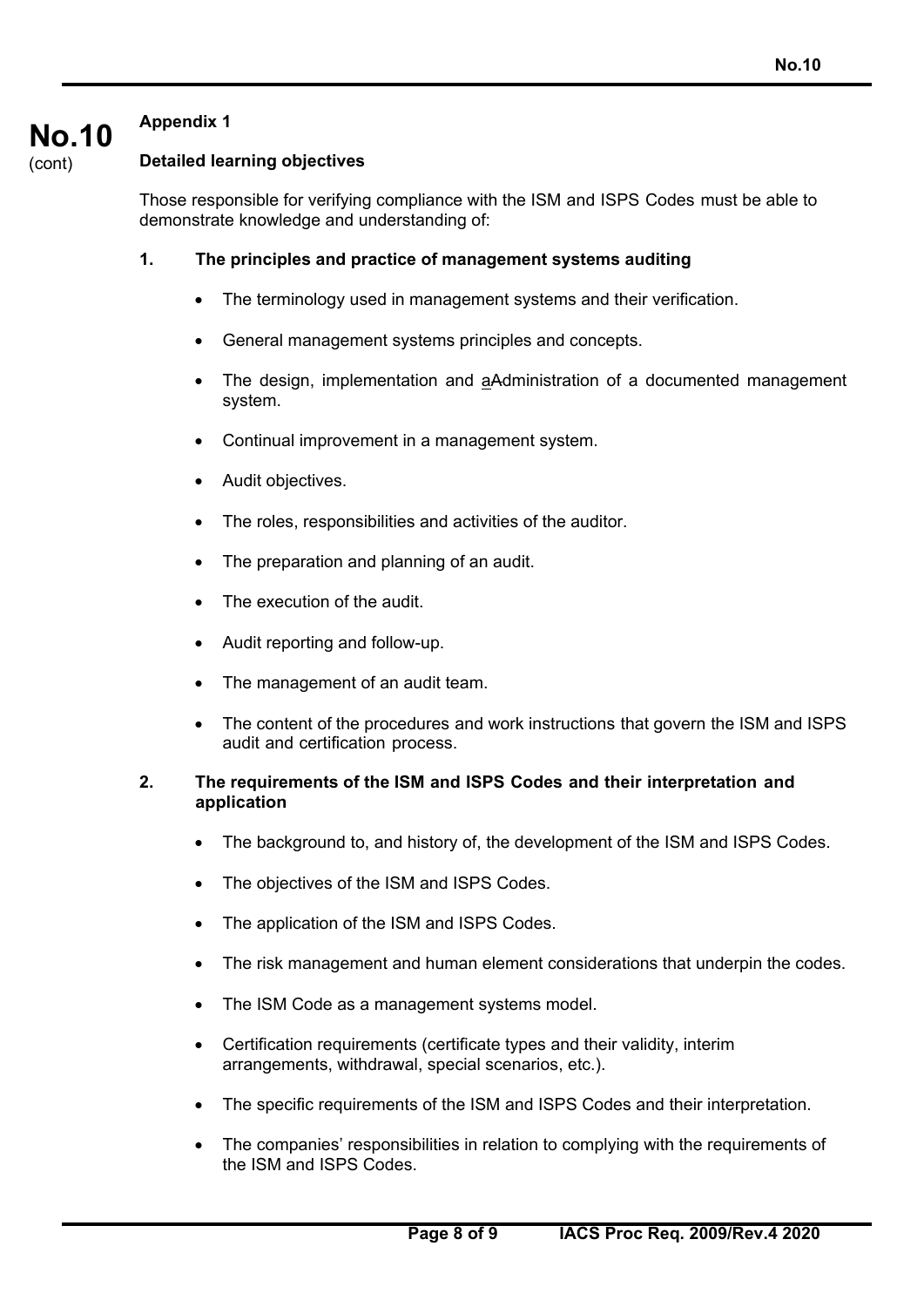**No.10** (cont)

## Appendix 1

### Detailed learning objectives

Those responsible for verifying compliance with the ISM and ISPS Codes must be able to demonstrate knowledge and understanding of:

**1. The principles and practice of management systems auditing**

- The terminology used in management systems and their verification.
- General management systems principles and concepts.
- The design, implementation and aAdministration of a documented management system.
- Continual improvement in a management system.
- Audit objectives.
- The roles, responsibilities and activities of the auditor.
- The preparation and planning of an audit.
- The execution of the audit.
- Audit reporting and follow-up.
- The management of an audit team.
- The content of the procedures and work instructions that govern the ISM and ISPS audit and certification process.

**2. The requirements of the ISM and ISPS Codes and their interpretation and application**

- The background to, and history of, the development of the ISM and ISPS Codes.
- The objectives of the ISM and ISPS Codes.
- The application of the ISM and ISPS Codes.
- The risk management and human element considerations that underpin the codes.
- The ISM Code as a management systems model.
- Certification requirements (certificate types and their validity, interim arrangements, withdrawal, special scenarios, etc.).
- The specific requirements of the ISM and ISPS Codes and their interpretation.
- The companies' responsibilities in relation to complying with the requirements of the ISM and ISPS Codes.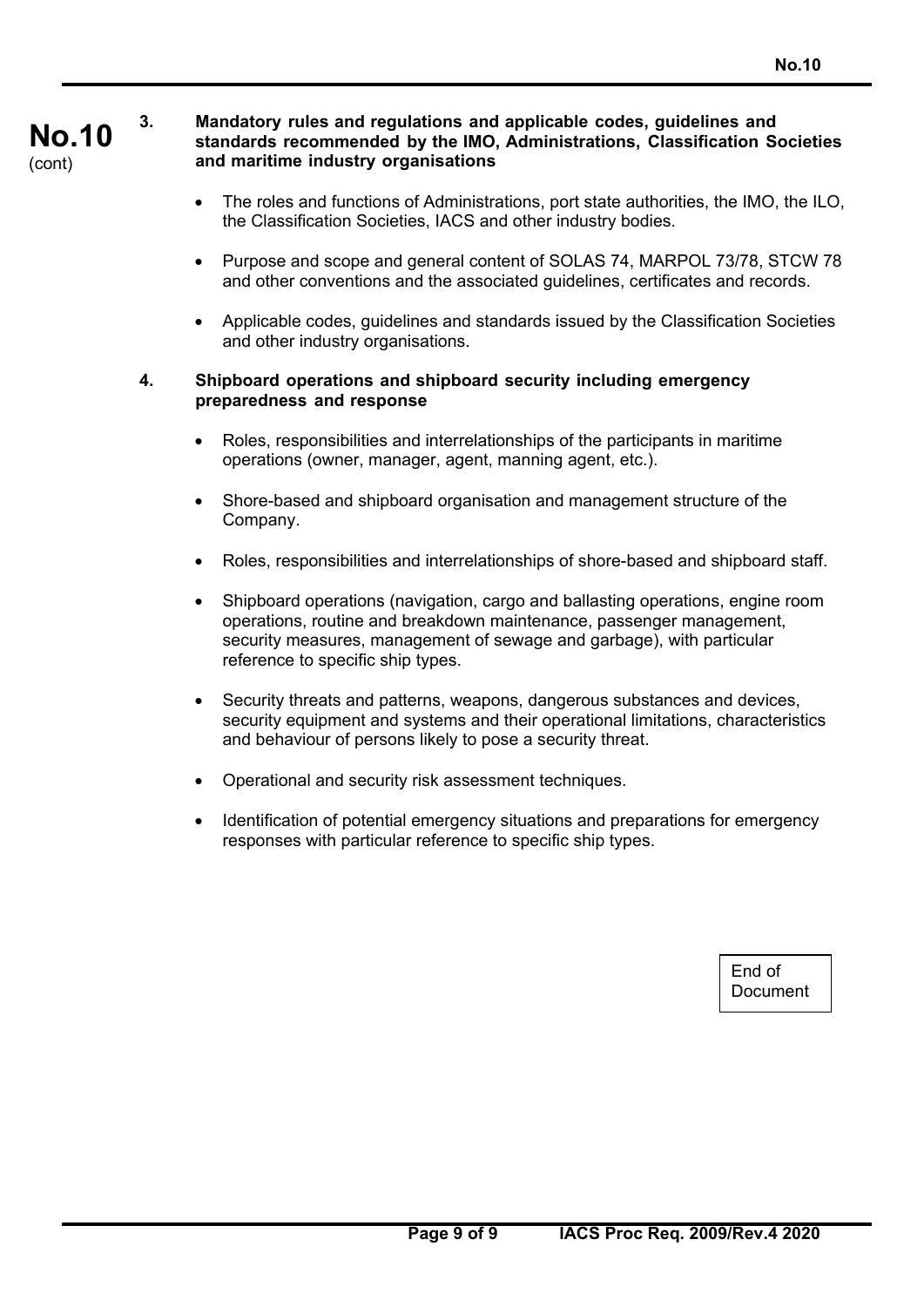**No.10** (cont)

**3. Mandatory rules and regulations and applicable codes, guidelines and standards recommended by the IMO, Administrations, Classification Societies and maritime industry organisations**

- The roles and functions of Administrations, port state authorities, the IMO, the ILO, the Classification Societies, IACS and other industry bodies.
- Purpose and scope and general content of SOLAS 74, MARPOL 73/78, STCW 78 and other conventions and the associated guidelines, certificates and records.
- Applicable codes, guidelines and standards issued by the Classification Societies and other industry organisations.

**4. Shipboard operations and shipboard security including emergency preparedness and response**

- Roles, responsibilities and interrelationships of the participants in maritime operations (owner, manager, agent, manning agent, etc.).
- Shore-based and shipboard organisation and management structure of the Company.
- Roles, responsibilities and interrelationships of shore-based and shipboard staff.
- Shipboard operations (navigation, cargo and ballasting operations, engine room operations, routine and breakdown maintenance, passenger management, security measures, management of sewage and garbage), with particular reference to specific ship types.
- Security threats and patterns, weapons, dangerous substances and devices, security equipment and systems and their operational limitations, characteristics and behaviour of persons likely to pose a security threat.
- Operational and security risk assessment techniques.
- Identification of potential emergency situations and preparations for emergency responses with particular reference to specific ship types.

End of Document